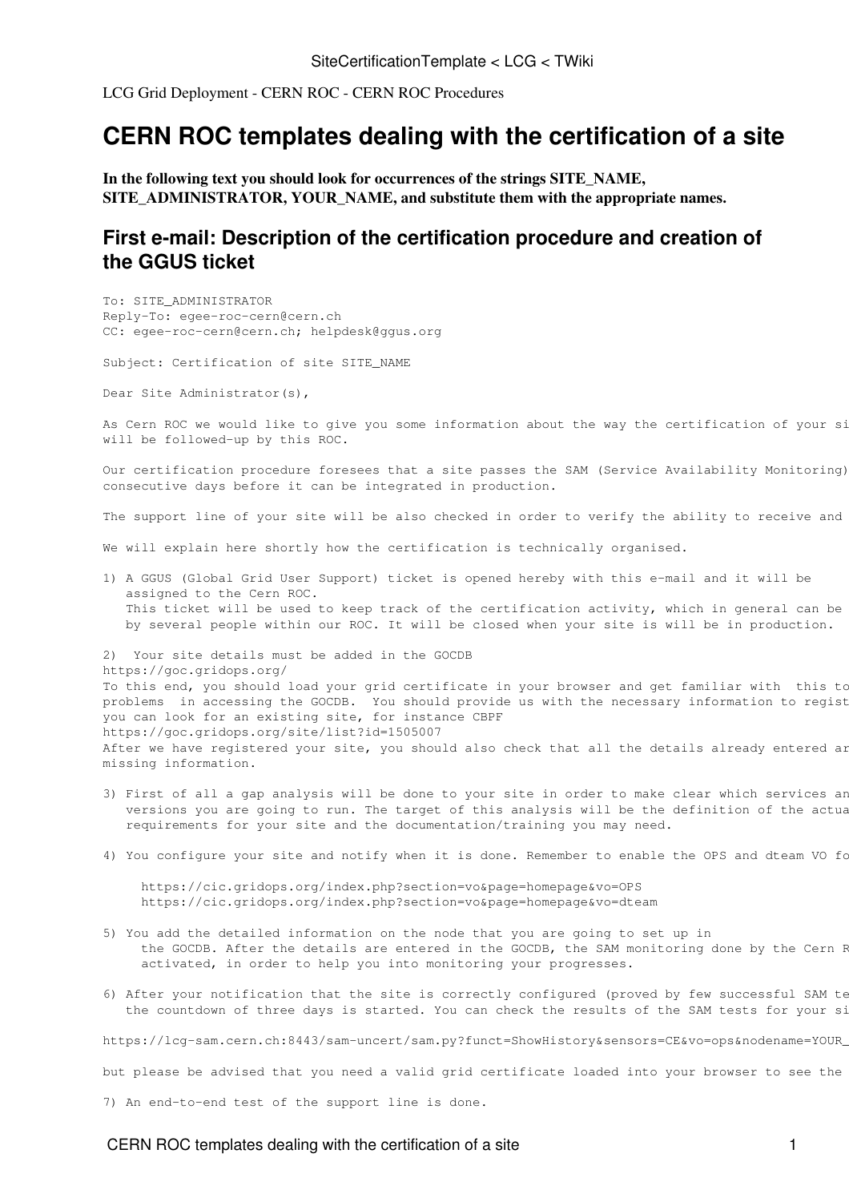LCG Grid Deployment - CERN ROC - CERN ROC Procedures

# CERN ROC templates dealing with the certification of a site

**In the following text you should look for occurrences of the strings SITE_NAME, SITE_ADMINISTRATOR, YOUR_NAME, and substitute them with the appropriate names.**

## First e-mail: Description of the certification procedure and creation of the GGUS ticket

```
To: SITE_ADMINISTRATOR
Reply-To: egee-roc-cern@cern.ch
CC: egee-roc-cern@cern.ch; helpdesk@ggus.org

Subject: Certification of site SITE_NAME

Dear Site Administrator(s),

As Cern ROC we would like to give you some information about the way the certification of your si
will be followed-up by this ROC.

Our certification procedure foresees that a site passes the SAM (Service Availability Monitoring)
consecutive days before it can be integrated in production.

The support line of your site will be also checked in order to verify the ability to receive and

We will explain here shortly how the certification is technically organised.

1) A GGUS (Global Grid User Support) ticket is opened hereby with this e-mail and it will be
   assigned to the Cern ROC.
   This ticket will be used to keep track of the certification activity, which in general can be
   by several people within our ROC. It will be closed when your site is will be in production.

2)  Your site details must be added in the GOCDB
https://goc.gridops.org/
To this end, you should load your grid certificate in your browser and get familiar with  this to
problems  in accessing the GOCDB.  You should provide us with the necessary information to regist
you can look for an existing site, for instance CBPF
https://goc.gridops.org/site/list?id=1505007
After we have registered your site, you should also check that all the details already entered ar
missing information.

3) First of all a gap analysis will be done to your site in order to make clear which services an
   versions you are going to run. The target of this analysis will be the definition of the actua
   requirements for your site and the documentation/training you may need.

4) You configure your site and notify when it is done. Remember to enable the OPS and dteam VO fo

      https://cic.gridops.org/index.php?section=vo&page=homepage&vo=OPS
      https://cic.gridops.org/index.php?section=vo&page=homepage&vo=dteam

5) You add the detailed information on the node that you are going to set up in
      the GOCDB. After the details are entered in the GOCDB, the SAM monitoring done by the Cern R
      activated, in order to help you into monitoring your progresses.

6) After your notification that the site is correctly configured (proved by few successful SAM te
   the countdown of three days is started. You can check the results of the SAM tests for your si

https://lcg-sam.cern.ch:8443/sam-uncert/sam.py?funct=ShowHistory&sensors=CE&vo=ops&nodename=YOUR_

but please be advised that you need a valid grid certificate loaded into your browser to see the

7) An end-to-end test of the support line is done.
```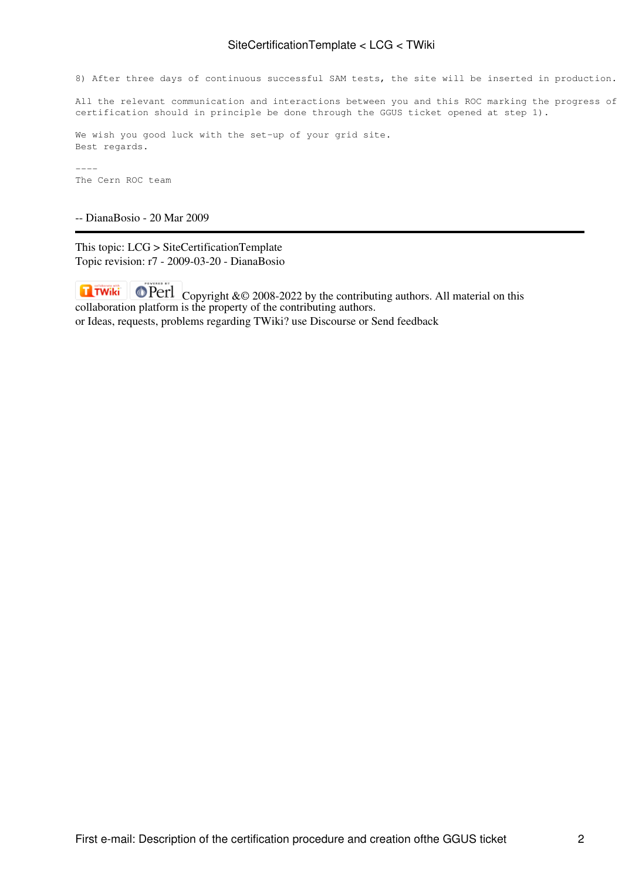```
8) After three days of continuous successful SAM tests, the site will be inserted in production.

All the relevant communication and interactions between you and this ROC marking the progress of
certification should in principle be done through the GGUS ticket opened at step 1).

We wish you good luck with the set-up of your grid site.
Best regards.

----
The Cern ROC team
```

-- DianaBosio - 20 Mar 2009

---

This topic: LCG > SiteCertificationTemplate
Topic revision: r7 - 2009-03-20 - DianaBosio

Copyright &© 2008-2022 by the contributing authors. All material on this collaboration platform is the property of the contributing authors.
or Ideas, requests, problems regarding TWiki? use Discourse or Send feedback